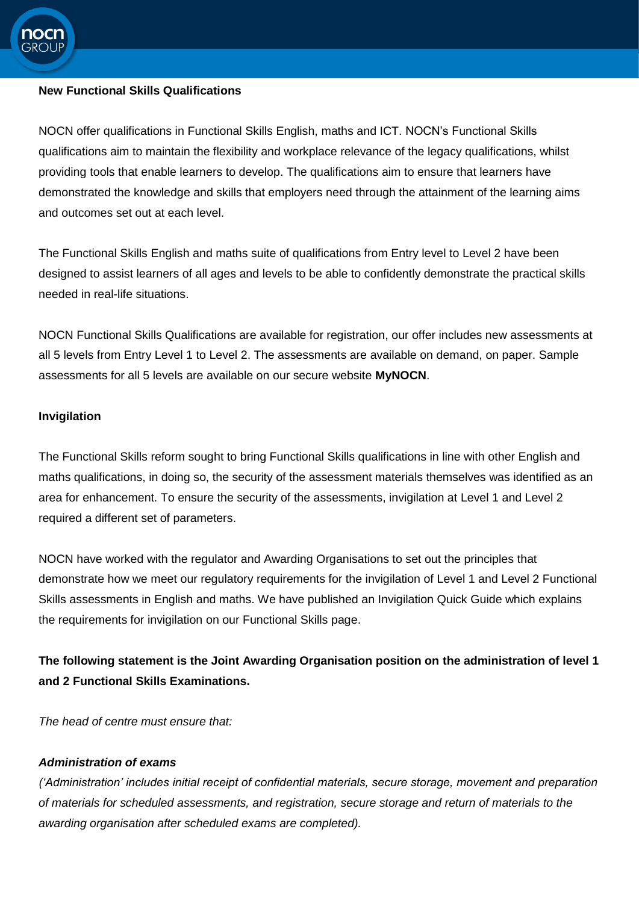**New Functional Skills Qualifications**

NOCN offer qualifications in Functional Skills English, maths and ICT. NOCN's Functional Skills qualifications aim to maintain the flexibility and workplace relevance of the legacy qualifications, whilst providing tools that enable learners to develop. The qualifications aim to ensure that learners have demonstrated the knowledge and skills that employers need through the attainment of the learning aims and outcomes set out at each level.

The Functional Skills English and maths suite of qualifications from Entry level to Level 2 have been designed to assist learners of all ages and levels to be able to confidently demonstrate the practical skills needed in real-life situations.

NOCN Functional Skills Qualifications are available for registration, our offer includes new assessments at all 5 levels from Entry Level 1 to Level 2. The assessments are available on demand, on paper. Sample assessments for all 5 levels are available on our secure website **MyNOCN**.

**Invigilation**

The Functional Skills reform sought to bring Functional Skills qualifications in line with other English and maths qualifications, in doing so, the security of the assessment materials themselves was identified as an area for enhancement. To ensure the security of the assessments, invigilation at Level 1 and Level 2 required a different set of parameters.

NOCN have worked with the regulator and Awarding Organisations to set out the principles that demonstrate how we meet our regulatory requirements for the invigilation of Level 1 and Level 2 Functional Skills assessments in English and maths. We have published an Invigilation Quick Guide which explains the requirements for invigilation on our Functional Skills page.

**The following statement is the Joint Awarding Organisation position on the administration of level 1 and 2 Functional Skills Examinations.**

*The head of centre must ensure that:*

***Administration of exams***

*('Administration' includes initial receipt of confidential materials, secure storage, movement and preparation of materials for scheduled assessments, and registration, secure storage and return of materials to the awarding organisation after scheduled exams are completed).*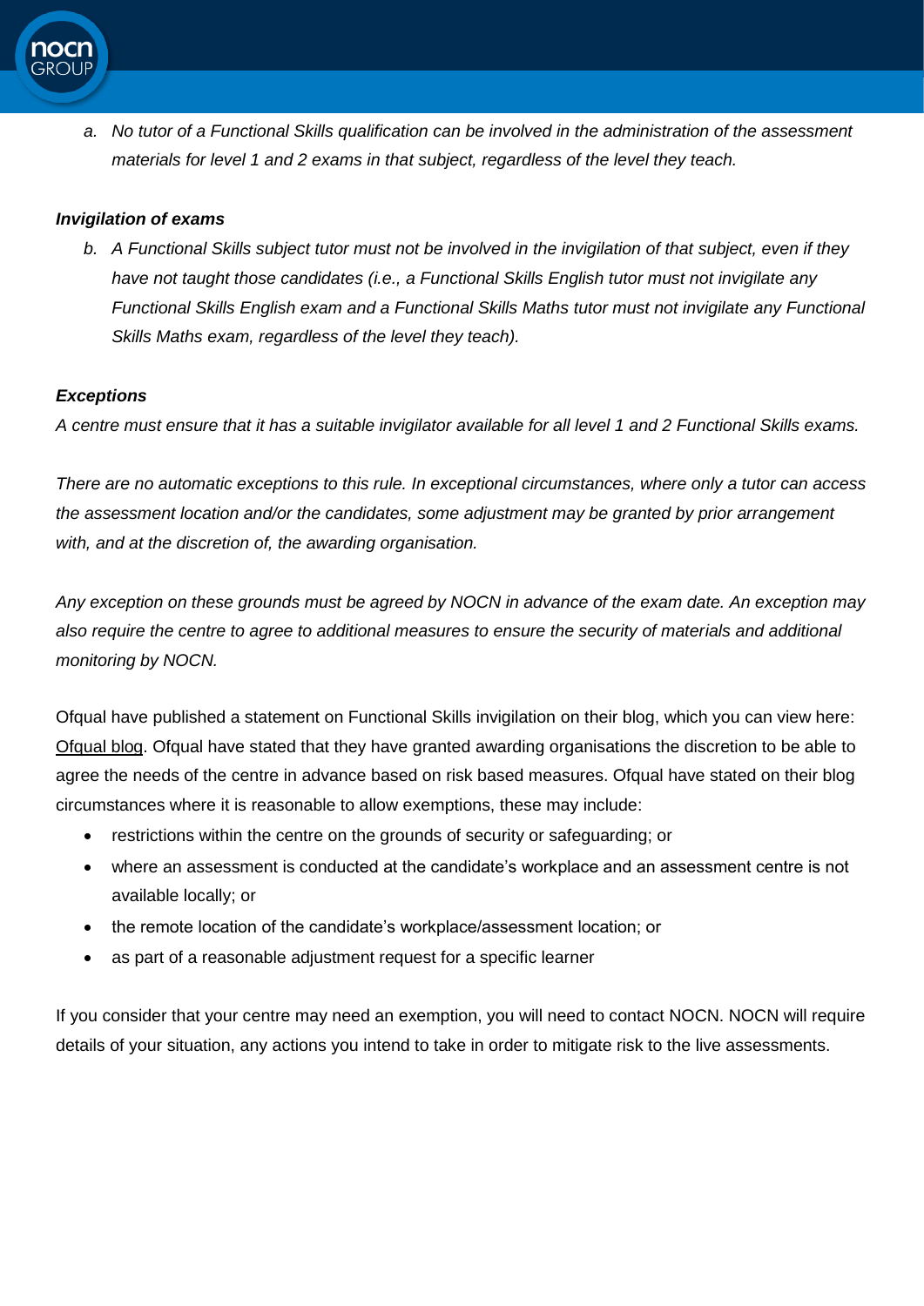a. *No tutor of a Functional Skills qualification can be involved in the administration of the assessment materials for level 1 and 2 exams in that subject, regardless of the level they teach.*

***Invigilation of exams***

b. *A Functional Skills subject tutor must not be involved in the invigilation of that subject, even if they have not taught those candidates (i.e., a Functional Skills English tutor must not invigilate any Functional Skills English exam and a Functional Skills Maths tutor must not invigilate any Functional Skills Maths exam, regardless of the level they teach).*

***Exceptions***

*A centre must ensure that it has a suitable invigilator available for all level 1 and 2 Functional Skills exams.*

*There are no automatic exceptions to this rule. In exceptional circumstances, where only a tutor can access the assessment location and/or the candidates, some adjustment may be granted by prior arrangement with, and at the discretion of, the awarding organisation.*

*Any exception on these grounds must be agreed by NOCN in advance of the exam date. An exception may also require the centre to agree to additional measures to ensure the security of materials and additional monitoring by NOCN.*

Ofqual have published a statement on Functional Skills invigilation on their blog, which you can view here: Ofqual blog. Ofqual have stated that they have granted awarding organisations the discretion to be able to agree the needs of the centre in advance based on risk based measures. Ofqual have stated on their blog circumstances where it is reasonable to allow exemptions, these may include:

- restrictions within the centre on the grounds of security or safeguarding; or
- where an assessment is conducted at the candidate's workplace and an assessment centre is not available locally; or
- the remote location of the candidate's workplace/assessment location; or
- as part of a reasonable adjustment request for a specific learner

If you consider that your centre may need an exemption, you will need to contact NOCN. NOCN will require details of your situation, any actions you intend to take in order to mitigate risk to the live assessments.